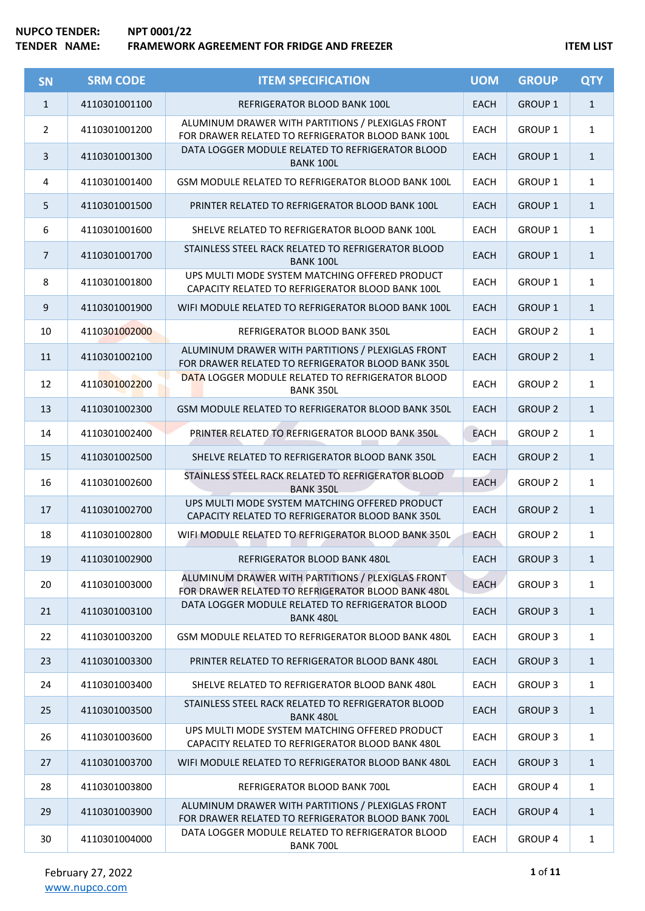**NUPCO TENDER:** NPT 0001/22
**TENDER NAME:** FRAMEWORK AGREEMENT FOR FRIDGE AND FREEZER

**ITEM LIST**

| SN | SRM CODE | ITEM SPECIFICATION | UOM | GROUP | QTY |
|---|---|---|---|---|---|
| 1 | 4110301001100 | REFRIGERATOR BLOOD BANK 100L | EACH | GROUP 1 | 1 |
| 2 | 4110301001200 | ALUMINUM DRAWER WITH PARTITIONS / PLEXIGLAS FRONT FOR DRAWER RELATED TO REFRIGERATOR BLOOD BANK 100L | EACH | GROUP 1 | 1 |
| 3 | 4110301001300 | DATA LOGGER MODULE RELATED TO REFRIGERATOR BLOOD BANK 100L | EACH | GROUP 1 | 1 |
| 4 | 4110301001400 | GSM MODULE RELATED TO REFRIGERATOR BLOOD BANK 100L | EACH | GROUP 1 | 1 |
| 5 | 4110301001500 | PRINTER RELATED TO REFRIGERATOR BLOOD BANK 100L | EACH | GROUP 1 | 1 |
| 6 | 4110301001600 | SHELVE RELATED TO REFRIGERATOR BLOOD BANK 100L | EACH | GROUP 1 | 1 |
| 7 | 4110301001700 | STAINLESS STEEL RACK RELATED TO REFRIGERATOR BLOOD BANK 100L | EACH | GROUP 1 | 1 |
| 8 | 4110301001800 | UPS MULTI MODE SYSTEM MATCHING OFFERED PRODUCT CAPACITY RELATED TO REFRIGERATOR BLOOD BANK 100L | EACH | GROUP 1 | 1 |
| 9 | 4110301001900 | WIFI MODULE RELATED TO REFRIGERATOR BLOOD BANK 100L | EACH | GROUP 1 | 1 |
| 10 | 4110301002000 | REFRIGERATOR BLOOD BANK 350L | EACH | GROUP 2 | 1 |
| 11 | 4110301002100 | ALUMINUM DRAWER WITH PARTITIONS / PLEXIGLAS FRONT FOR DRAWER RELATED TO REFRIGERATOR BLOOD BANK 350L | EACH | GROUP 2 | 1 |
| 12 | 4110301002200 | DATA LOGGER MODULE RELATED TO REFRIGERATOR BLOOD BANK 350L | EACH | GROUP 2 | 1 |
| 13 | 4110301002300 | GSM MODULE RELATED TO REFRIGERATOR BLOOD BANK 350L | EACH | GROUP 2 | 1 |
| 14 | 4110301002400 | PRINTER RELATED TO REFRIGERATOR BLOOD BANK 350L | EACH | GROUP 2 | 1 |
| 15 | 4110301002500 | SHELVE RELATED TO REFRIGERATOR BLOOD BANK 350L | EACH | GROUP 2 | 1 |
| 16 | 4110301002600 | STAINLESS STEEL RACK RELATED TO REFRIGERATOR BLOOD BANK 350L | EACH | GROUP 2 | 1 |
| 17 | 4110301002700 | UPS MULTI MODE SYSTEM MATCHING OFFERED PRODUCT CAPACITY RELATED TO REFRIGERATOR BLOOD BANK 350L | EACH | GROUP 2 | 1 |
| 18 | 4110301002800 | WIFI MODULE RELATED TO REFRIGERATOR BLOOD BANK 350L | EACH | GROUP 2 | 1 |
| 19 | 4110301002900 | REFRIGERATOR BLOOD BANK 480L | EACH | GROUP 3 | 1 |
| 20 | 4110301003000 | ALUMINUM DRAWER WITH PARTITIONS / PLEXIGLAS FRONT FOR DRAWER RELATED TO REFRIGERATOR BLOOD BANK 480L | EACH | GROUP 3 | 1 |
| 21 | 4110301003100 | DATA LOGGER MODULE RELATED TO REFRIGERATOR BLOOD BANK 480L | EACH | GROUP 3 | 1 |
| 22 | 4110301003200 | GSM MODULE RELATED TO REFRIGERATOR BLOOD BANK 480L | EACH | GROUP 3 | 1 |
| 23 | 4110301003300 | PRINTER RELATED TO REFRIGERATOR BLOOD BANK 480L | EACH | GROUP 3 | 1 |
| 24 | 4110301003400 | SHELVE RELATED TO REFRIGERATOR BLOOD BANK 480L | EACH | GROUP 3 | 1 |
| 25 | 4110301003500 | STAINLESS STEEL RACK RELATED TO REFRIGERATOR BLOOD BANK 480L | EACH | GROUP 3 | 1 |
| 26 | 4110301003600 | UPS MULTI MODE SYSTEM MATCHING OFFERED PRODUCT CAPACITY RELATED TO REFRIGERATOR BLOOD BANK 480L | EACH | GROUP 3 | 1 |
| 27 | 4110301003700 | WIFI MODULE RELATED TO REFRIGERATOR BLOOD BANK 480L | EACH | GROUP 3 | 1 |
| 28 | 4110301003800 | REFRIGERATOR BLOOD BANK 700L | EACH | GROUP 4 | 1 |
| 29 | 4110301003900 | ALUMINUM DRAWER WITH PARTITIONS / PLEXIGLAS FRONT FOR DRAWER RELATED TO REFRIGERATOR BLOOD BANK 700L | EACH | GROUP 4 | 1 |
| 30 | 4110301004000 | DATA LOGGER MODULE RELATED TO REFRIGERATOR BLOOD BANK 700L | EACH | GROUP 4 | 1 |

February 27, 2022
www.nupco.com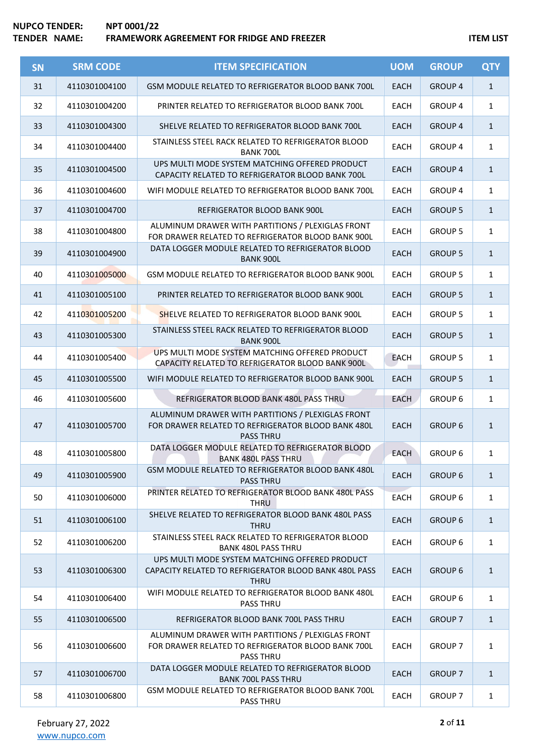**NUPCO TENDER:** NPT 0001/22
**TENDER NAME:** FRAMEWORK AGREEMENT FOR FRIDGE AND FREEZER

**ITEM LIST**

| SN | SRM CODE | ITEM SPECIFICATION | UOM | GROUP | QTY |
|---|---|---|---|---|---|
| 31 | 4110301004100 | GSM MODULE RELATED TO REFRIGERATOR BLOOD BANK 700L | EACH | GROUP 4 | 1 |
| 32 | 4110301004200 | PRINTER RELATED TO REFRIGERATOR BLOOD BANK 700L | EACH | GROUP 4 | 1 |
| 33 | 4110301004300 | SHELVE RELATED TO REFRIGERATOR BLOOD BANK 700L | EACH | GROUP 4 | 1 |
| 34 | 4110301004400 | STAINLESS STEEL RACK RELATED TO REFRIGERATOR BLOOD BANK 700L | EACH | GROUP 4 | 1 |
| 35 | 4110301004500 | UPS MULTI MODE SYSTEM MATCHING OFFERED PRODUCT CAPACITY RELATED TO REFRIGERATOR BLOOD BANK 700L | EACH | GROUP 4 | 1 |
| 36 | 4110301004600 | WIFI MODULE RELATED TO REFRIGERATOR BLOOD BANK 700L | EACH | GROUP 4 | 1 |
| 37 | 4110301004700 | REFRIGERATOR BLOOD BANK 900L | EACH | GROUP 5 | 1 |
| 38 | 4110301004800 | ALUMINUM DRAWER WITH PARTITIONS / PLEXIGLAS FRONT FOR DRAWER RELATED TO REFRIGERATOR BLOOD BANK 900L | EACH | GROUP 5 | 1 |
| 39 | 4110301004900 | DATA LOGGER MODULE RELATED TO REFRIGERATOR BLOOD BANK 900L | EACH | GROUP 5 | 1 |
| 40 | 4110301005000 | GSM MODULE RELATED TO REFRIGERATOR BLOOD BANK 900L | EACH | GROUP 5 | 1 |
| 41 | 4110301005100 | PRINTER RELATED TO REFRIGERATOR BLOOD BANK 900L | EACH | GROUP 5 | 1 |
| 42 | 4110301005200 | SHELVE RELATED TO REFRIGERATOR BLOOD BANK 900L | EACH | GROUP 5 | 1 |
| 43 | 4110301005300 | STAINLESS STEEL RACK RELATED TO REFRIGERATOR BLOOD BANK 900L | EACH | GROUP 5 | 1 |
| 44 | 4110301005400 | UPS MULTI MODE SYSTEM MATCHING OFFERED PRODUCT CAPACITY RELATED TO REFRIGERATOR BLOOD BANK 900L | EACH | GROUP 5 | 1 |
| 45 | 4110301005500 | WIFI MODULE RELATED TO REFRIGERATOR BLOOD BANK 900L | EACH | GROUP 5 | 1 |
| 46 | 4110301005600 | REFRIGERATOR BLOOD BANK 480L PASS THRU | EACH | GROUP 6 | 1 |
| 47 | 4110301005700 | ALUMINUM DRAWER WITH PARTITIONS / PLEXIGLAS FRONT FOR DRAWER RELATED TO REFRIGERATOR BLOOD BANK 480L PASS THRU | EACH | GROUP 6 | 1 |
| 48 | 4110301005800 | DATA LOGGER MODULE RELATED TO REFRIGERATOR BLOOD BANK 480L PASS THRU | EACH | GROUP 6 | 1 |
| 49 | 4110301005900 | GSM MODULE RELATED TO REFRIGERATOR BLOOD BANK 480L PASS THRU | EACH | GROUP 6 | 1 |
| 50 | 4110301006000 | PRINTER RELATED TO REFRIGERATOR BLOOD BANK 480L PASS THRU | EACH | GROUP 6 | 1 |
| 51 | 4110301006100 | SHELVE RELATED TO REFRIGERATOR BLOOD BANK 480L PASS THRU | EACH | GROUP 6 | 1 |
| 52 | 4110301006200 | STAINLESS STEEL RACK RELATED TO REFRIGERATOR BLOOD BANK 480L PASS THRU | EACH | GROUP 6 | 1 |
| 53 | 4110301006300 | UPS MULTI MODE SYSTEM MATCHING OFFERED PRODUCT CAPACITY RELATED TO REFRIGERATOR BLOOD BANK 480L PASS THRU | EACH | GROUP 6 | 1 |
| 54 | 4110301006400 | WIFI MODULE RELATED TO REFRIGERATOR BLOOD BANK 480L PASS THRU | EACH | GROUP 6 | 1 |
| 55 | 4110301006500 | REFRIGERATOR BLOOD BANK 700L PASS THRU | EACH | GROUP 7 | 1 |
| 56 | 4110301006600 | ALUMINUM DRAWER WITH PARTITIONS / PLEXIGLAS FRONT FOR DRAWER RELATED TO REFRIGERATOR BLOOD BANK 700L PASS THRU | EACH | GROUP 7 | 1 |
| 57 | 4110301006700 | DATA LOGGER MODULE RELATED TO REFRIGERATOR BLOOD BANK 700L PASS THRU | EACH | GROUP 7 | 1 |
| 58 | 4110301006800 | GSM MODULE RELATED TO REFRIGERATOR BLOOD BANK 700L PASS THRU | EACH | GROUP 7 | 1 |

February 27, 2022
www.nupco.com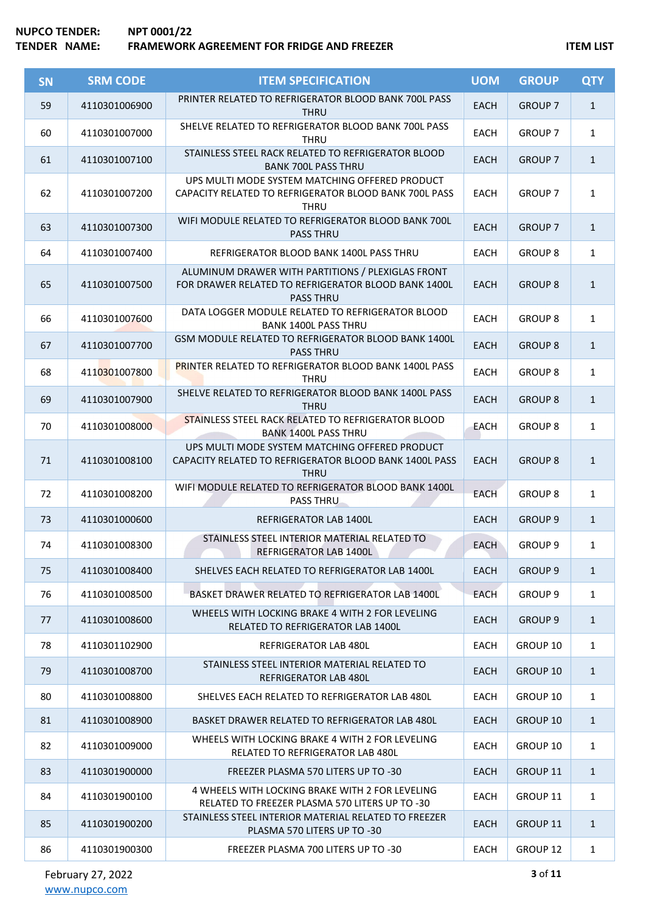| SN | SRM CODE | ITEM SPECIFICATION | UOM | GROUP | QTY |
|---|---|---|---|---|---|
| 59 | 4110301006900 | PRINTER RELATED TO REFRIGERATOR BLOOD BANK 700L PASS THRU | EACH | GROUP 7 | 1 |
| 60 | 4110301007000 | SHELVE RELATED TO REFRIGERATOR BLOOD BANK 700L PASS THRU | EACH | GROUP 7 | 1 |
| 61 | 4110301007100 | STAINLESS STEEL RACK RELATED TO REFRIGERATOR BLOOD BANK 700L PASS THRU | EACH | GROUP 7 | 1 |
| 62 | 4110301007200 | UPS MULTI MODE SYSTEM MATCHING OFFERED PRODUCT CAPACITY RELATED TO REFRIGERATOR BLOOD BANK 700L PASS THRU | EACH | GROUP 7 | 1 |
| 63 | 4110301007300 | WIFI MODULE RELATED TO REFRIGERATOR BLOOD BANK 700L PASS THRU | EACH | GROUP 7 | 1 |
| 64 | 4110301007400 | REFRIGERATOR BLOOD BANK 1400L PASS THRU | EACH | GROUP 8 | 1 |
| 65 | 4110301007500 | ALUMINUM DRAWER WITH PARTITIONS / PLEXIGLAS FRONT FOR DRAWER RELATED TO REFRIGERATOR BLOOD BANK 1400L PASS THRU | EACH | GROUP 8 | 1 |
| 66 | 4110301007600 | DATA LOGGER MODULE RELATED TO REFRIGERATOR BLOOD BANK 1400L PASS THRU | EACH | GROUP 8 | 1 |
| 67 | 4110301007700 | GSM MODULE RELATED TO REFRIGERATOR BLOOD BANK 1400L PASS THRU | EACH | GROUP 8 | 1 |
| 68 | 4110301007800 | PRINTER RELATED TO REFRIGERATOR BLOOD BANK 1400L PASS THRU | EACH | GROUP 8 | 1 |
| 69 | 4110301007900 | SHELVE RELATED TO REFRIGERATOR BLOOD BANK 1400L PASS THRU | EACH | GROUP 8 | 1 |
| 70 | 4110301008000 | STAINLESS STEEL RACK RELATED TO REFRIGERATOR BLOOD BANK 1400L PASS THRU | EACH | GROUP 8 | 1 |
| 71 | 4110301008100 | UPS MULTI MODE SYSTEM MATCHING OFFERED PRODUCT CAPACITY RELATED TO REFRIGERATOR BLOOD BANK 1400L PASS THRU | EACH | GROUP 8 | 1 |
| 72 | 4110301008200 | WIFI MODULE RELATED TO REFRIGERATOR BLOOD BANK 1400L PASS THRU | EACH | GROUP 8 | 1 |
| 73 | 4110301000600 | REFRIGERATOR LAB 1400L | EACH | GROUP 9 | 1 |
| 74 | 4110301008300 | STAINLESS STEEL INTERIOR MATERIAL RELATED TO REFRIGERATOR LAB 1400L | EACH | GROUP 9 | 1 |
| 75 | 4110301008400 | SHELVES EACH RELATED TO REFRIGERATOR LAB 1400L | EACH | GROUP 9 | 1 |
| 76 | 4110301008500 | BASKET DRAWER RELATED TO REFRIGERATOR LAB 1400L | EACH | GROUP 9 | 1 |
| 77 | 4110301008600 | WHEELS WITH LOCKING BRAKE 4 WITH 2 FOR LEVELING RELATED TO REFRIGERATOR LAB 1400L | EACH | GROUP 9 | 1 |
| 78 | 4110301102900 | REFRIGERATOR LAB 480L | EACH | GROUP 10 | 1 |
| 79 | 4110301008700 | STAINLESS STEEL INTERIOR MATERIAL RELATED TO REFRIGERATOR LAB 480L | EACH | GROUP 10 | 1 |
| 80 | 4110301008800 | SHELVES EACH RELATED TO REFRIGERATOR LAB 480L | EACH | GROUP 10 | 1 |
| 81 | 4110301008900 | BASKET DRAWER RELATED TO REFRIGERATOR LAB 480L | EACH | GROUP 10 | 1 |
| 82 | 4110301009000 | WHEELS WITH LOCKING BRAKE 4 WITH 2 FOR LEVELING RELATED TO REFRIGERATOR LAB 480L | EACH | GROUP 10 | 1 |
| 83 | 4110301900000 | FREEZER PLASMA 570 LITERS UP TO -30 | EACH | GROUP 11 | 1 |
| 84 | 4110301900100 | 4 WHEELS WITH LOCKING BRAKE WITH 2 FOR LEVELING RELATED TO FREEZER PLASMA 570 LITERS UP TO -30 | EACH | GROUP 11 | 1 |
| 85 | 4110301900200 | STAINLESS STEEL INTERIOR MATERIAL RELATED TO FREEZER PLASMA 570 LITERS UP TO -30 | EACH | GROUP 11 | 1 |
| 86 | 4110301900300 | FREEZER PLASMA 700 LITERS UP TO -30 | EACH | GROUP 12 | 1 |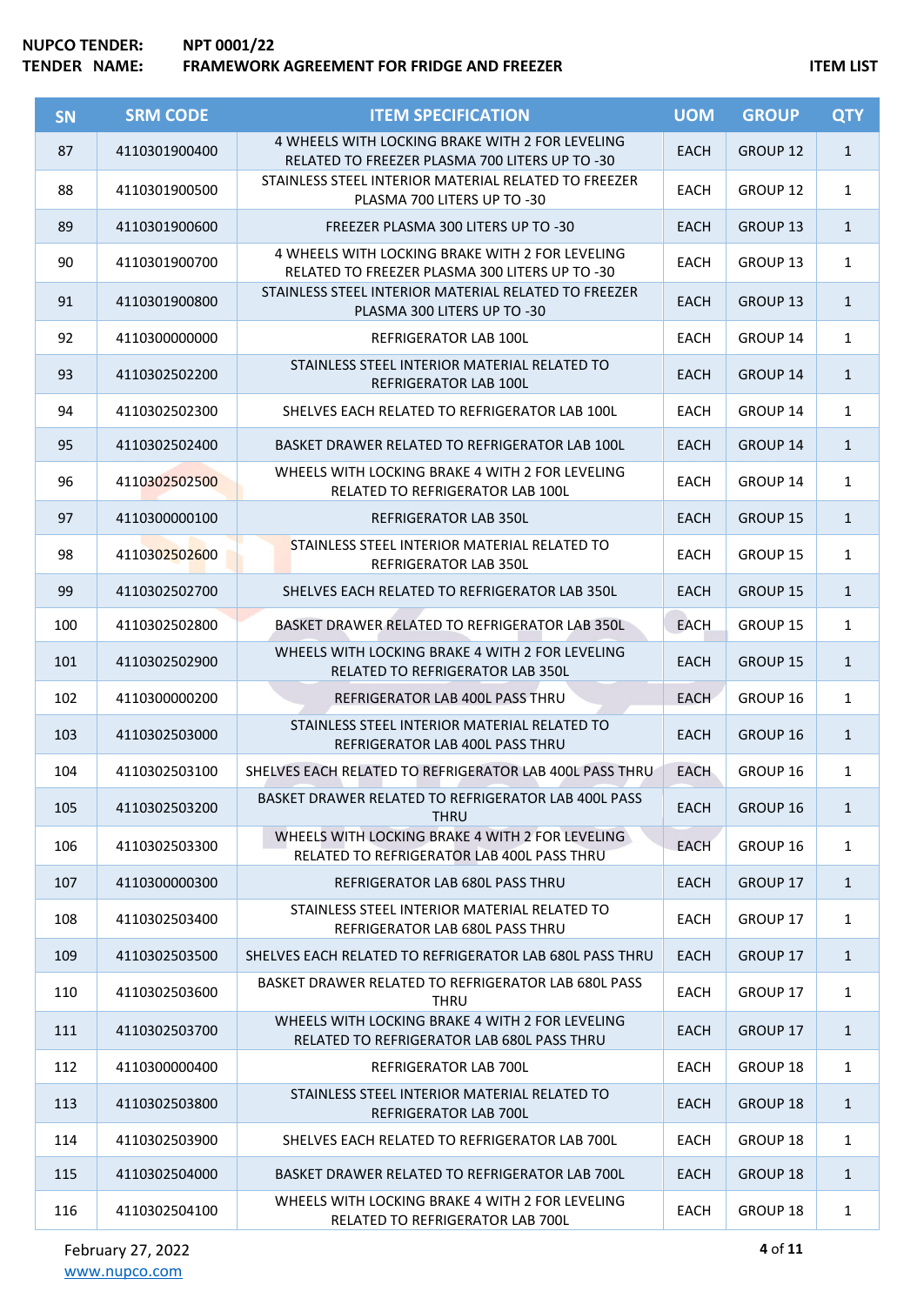NUPCO TENDER: NPT 0001/22
TENDER NAME: FRAMEWORK AGREEMENT FOR FRIDGE AND FREEZER

ITEM LIST

| SN | SRM CODE | ITEM SPECIFICATION | UOM | GROUP | QTY |
|---|---|---|---|---|---|
| 87 | 4110301900400 | 4 WHEELS WITH LOCKING BRAKE WITH 2 FOR LEVELING RELATED TO FREEZER PLASMA 700 LITERS UP TO -30 | EACH | GROUP 12 | 1 |
| 88 | 4110301900500 | STAINLESS STEEL INTERIOR MATERIAL RELATED TO FREEZER PLASMA 700 LITERS UP TO -30 | EACH | GROUP 12 | 1 |
| 89 | 4110301900600 | FREEZER PLASMA 300 LITERS UP TO -30 | EACH | GROUP 13 | 1 |
| 90 | 4110301900700 | 4 WHEELS WITH LOCKING BRAKE WITH 2 FOR LEVELING RELATED TO FREEZER PLASMA 300 LITERS UP TO -30 | EACH | GROUP 13 | 1 |
| 91 | 4110301900800 | STAINLESS STEEL INTERIOR MATERIAL RELATED TO FREEZER PLASMA 300 LITERS UP TO -30 | EACH | GROUP 13 | 1 |
| 92 | 4110300000000 | REFRIGERATOR LAB 100L | EACH | GROUP 14 | 1 |
| 93 | 4110302502200 | STAINLESS STEEL INTERIOR MATERIAL RELATED TO REFRIGERATOR LAB 100L | EACH | GROUP 14 | 1 |
| 94 | 4110302502300 | SHELVES EACH RELATED TO REFRIGERATOR LAB 100L | EACH | GROUP 14 | 1 |
| 95 | 4110302502400 | BASKET DRAWER RELATED TO REFRIGERATOR LAB 100L | EACH | GROUP 14 | 1 |
| 96 | 4110302502500 | WHEELS WITH LOCKING BRAKE 4 WITH 2 FOR LEVELING RELATED TO REFRIGERATOR LAB 100L | EACH | GROUP 14 | 1 |
| 97 | 4110300000100 | REFRIGERATOR LAB 350L | EACH | GROUP 15 | 1 |
| 98 | 4110302502600 | STAINLESS STEEL INTERIOR MATERIAL RELATED TO REFRIGERATOR LAB 350L | EACH | GROUP 15 | 1 |
| 99 | 4110302502700 | SHELVES EACH RELATED TO REFRIGERATOR LAB 350L | EACH | GROUP 15 | 1 |
| 100 | 4110302502800 | BASKET DRAWER RELATED TO REFRIGERATOR LAB 350L | EACH | GROUP 15 | 1 |
| 101 | 4110302502900 | WHEELS WITH LOCKING BRAKE 4 WITH 2 FOR LEVELING RELATED TO REFRIGERATOR LAB 350L | EACH | GROUP 15 | 1 |
| 102 | 4110300000200 | REFRIGERATOR LAB 400L PASS THRU | EACH | GROUP 16 | 1 |
| 103 | 4110302503000 | STAINLESS STEEL INTERIOR MATERIAL RELATED TO REFRIGERATOR LAB 400L PASS THRU | EACH | GROUP 16 | 1 |
| 104 | 4110302503100 | SHELVES EACH RELATED TO REFRIGERATOR LAB 400L PASS THRU | EACH | GROUP 16 | 1 |
| 105 | 4110302503200 | BASKET DRAWER RELATED TO REFRIGERATOR LAB 400L PASS THRU | EACH | GROUP 16 | 1 |
| 106 | 4110302503300 | WHEELS WITH LOCKING BRAKE 4 WITH 2 FOR LEVELING RELATED TO REFRIGERATOR LAB 400L PASS THRU | EACH | GROUP 16 | 1 |
| 107 | 4110300000300 | REFRIGERATOR LAB 680L PASS THRU | EACH | GROUP 17 | 1 |
| 108 | 4110302503400 | STAINLESS STEEL INTERIOR MATERIAL RELATED TO REFRIGERATOR LAB 680L PASS THRU | EACH | GROUP 17 | 1 |
| 109 | 4110302503500 | SHELVES EACH RELATED TO REFRIGERATOR LAB 680L PASS THRU | EACH | GROUP 17 | 1 |
| 110 | 4110302503600 | BASKET DRAWER RELATED TO REFRIGERATOR LAB 680L PASS THRU | EACH | GROUP 17 | 1 |
| 111 | 4110302503700 | WHEELS WITH LOCKING BRAKE 4 WITH 2 FOR LEVELING RELATED TO REFRIGERATOR LAB 680L PASS THRU | EACH | GROUP 17 | 1 |
| 112 | 4110300000400 | REFRIGERATOR LAB 700L | EACH | GROUP 18 | 1 |
| 113 | 4110302503800 | STAINLESS STEEL INTERIOR MATERIAL RELATED TO REFRIGERATOR LAB 700L | EACH | GROUP 18 | 1 |
| 114 | 4110302503900 | SHELVES EACH RELATED TO REFRIGERATOR LAB 700L | EACH | GROUP 18 | 1 |
| 115 | 4110302504000 | BASKET DRAWER RELATED TO REFRIGERATOR LAB 700L | EACH | GROUP 18 | 1 |
| 116 | 4110302504100 | WHEELS WITH LOCKING BRAKE 4 WITH 2 FOR LEVELING RELATED TO REFRIGERATOR LAB 700L | EACH | GROUP 18 | 1 |

February 27, 2022
www.nupco.com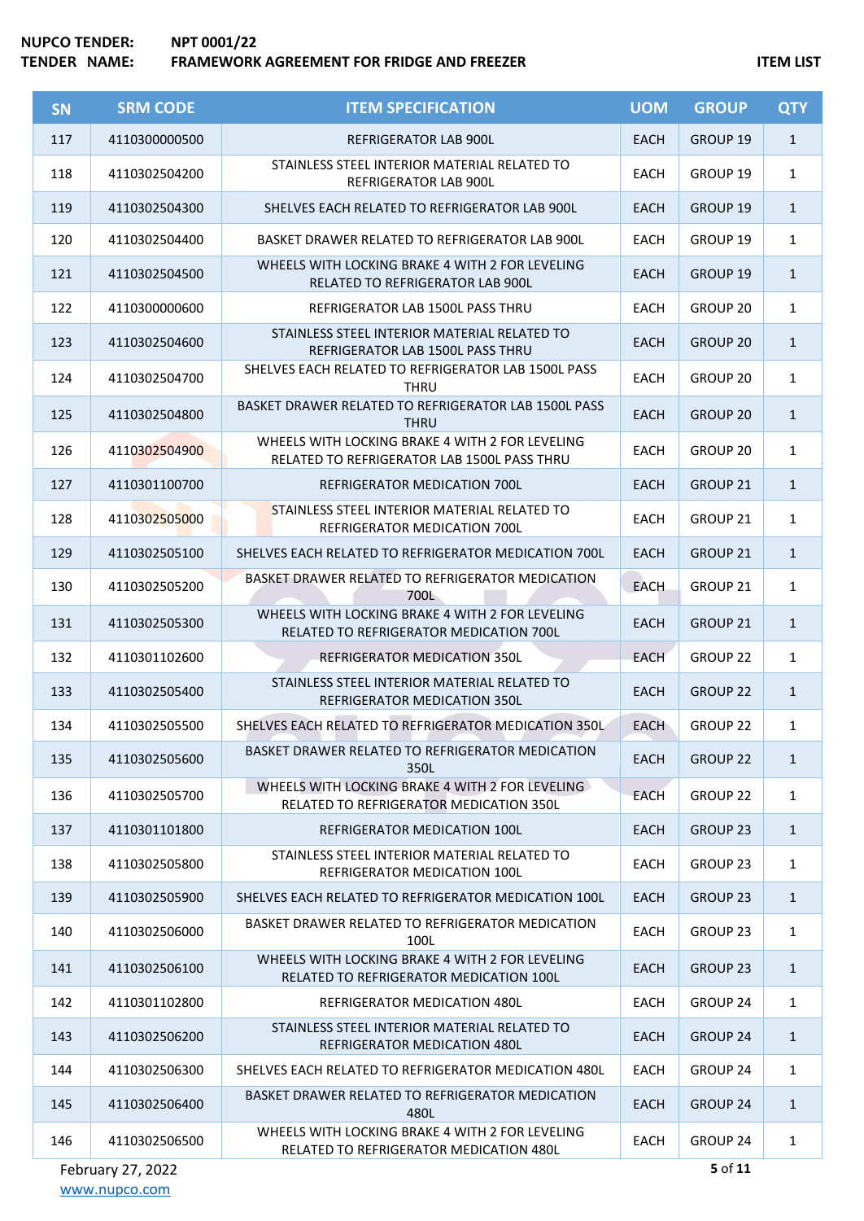| NUPCO TENDER: | NPT 0001/22 | |
|---|---|---|
| TENDER NAME: | FRAMEWORK AGREEMENT FOR FRIDGE AND FREEZER | ITEM LIST |

| SN | SRM CODE | ITEM SPECIFICATION | UOM | GROUP | QTY |
|---|---|---|---|---|---|
| 117 | 4110300000500 | REFRIGERATOR LAB 900L | EACH | GROUP 19 | 1 |
| 118 | 4110302504200 | STAINLESS STEEL INTERIOR MATERIAL RELATED TO REFRIGERATOR LAB 900L | EACH | GROUP 19 | 1 |
| 119 | 4110302504300 | SHELVES EACH RELATED TO REFRIGERATOR LAB 900L | EACH | GROUP 19 | 1 |
| 120 | 4110302504400 | BASKET DRAWER RELATED TO REFRIGERATOR LAB 900L | EACH | GROUP 19 | 1 |
| 121 | 4110302504500 | WHEELS WITH LOCKING BRAKE 4 WITH 2 FOR LEVELING RELATED TO REFRIGERATOR LAB 900L | EACH | GROUP 19 | 1 |
| 122 | 4110300000600 | REFRIGERATOR LAB 1500L PASS THRU | EACH | GROUP 20 | 1 |
| 123 | 4110302504600 | STAINLESS STEEL INTERIOR MATERIAL RELATED TO REFRIGERATOR LAB 1500L PASS THRU | EACH | GROUP 20 | 1 |
| 124 | 4110302504700 | SHELVES EACH RELATED TO REFRIGERATOR LAB 1500L PASS THRU | EACH | GROUP 20 | 1 |
| 125 | 4110302504800 | BASKET DRAWER RELATED TO REFRIGERATOR LAB 1500L PASS THRU | EACH | GROUP 20 | 1 |
| 126 | 4110302504900 | WHEELS WITH LOCKING BRAKE 4 WITH 2 FOR LEVELING RELATED TO REFRIGERATOR LAB 1500L PASS THRU | EACH | GROUP 20 | 1 |
| 127 | 4110301100700 | REFRIGERATOR MEDICATION 700L | EACH | GROUP 21 | 1 |
| 128 | 4110302505000 | STAINLESS STEEL INTERIOR MATERIAL RELATED TO REFRIGERATOR MEDICATION 700L | EACH | GROUP 21 | 1 |
| 129 | 4110302505100 | SHELVES EACH RELATED TO REFRIGERATOR MEDICATION 700L | EACH | GROUP 21 | 1 |
| 130 | 4110302505200 | BASKET DRAWER RELATED TO REFRIGERATOR MEDICATION 700L | EACH | GROUP 21 | 1 |
| 131 | 4110302505300 | WHEELS WITH LOCKING BRAKE 4 WITH 2 FOR LEVELING RELATED TO REFRIGERATOR MEDICATION 700L | EACH | GROUP 21 | 1 |
| 132 | 4110301102600 | REFRIGERATOR MEDICATION 350L | EACH | GROUP 22 | 1 |
| 133 | 4110302505400 | STAINLESS STEEL INTERIOR MATERIAL RELATED TO REFRIGERATOR MEDICATION 350L | EACH | GROUP 22 | 1 |
| 134 | 4110302505500 | SHELVES EACH RELATED TO REFRIGERATOR MEDICATION 350L | EACH | GROUP 22 | 1 |
| 135 | 4110302505600 | BASKET DRAWER RELATED TO REFRIGERATOR MEDICATION 350L | EACH | GROUP 22 | 1 |
| 136 | 4110302505700 | WHEELS WITH LOCKING BRAKE 4 WITH 2 FOR LEVELING RELATED TO REFRIGERATOR MEDICATION 350L | EACH | GROUP 22 | 1 |
| 137 | 4110301101800 | REFRIGERATOR MEDICATION 100L | EACH | GROUP 23 | 1 |
| 138 | 4110302505800 | STAINLESS STEEL INTERIOR MATERIAL RELATED TO REFRIGERATOR MEDICATION 100L | EACH | GROUP 23 | 1 |
| 139 | 4110302505900 | SHELVES EACH RELATED TO REFRIGERATOR MEDICATION 100L | EACH | GROUP 23 | 1 |
| 140 | 4110302506000 | BASKET DRAWER RELATED TO REFRIGERATOR MEDICATION 100L | EACH | GROUP 23 | 1 |
| 141 | 4110302506100 | WHEELS WITH LOCKING BRAKE 4 WITH 2 FOR LEVELING RELATED TO REFRIGERATOR MEDICATION 100L | EACH | GROUP 23 | 1 |
| 142 | 4110301102800 | REFRIGERATOR MEDICATION 480L | EACH | GROUP 24 | 1 |
| 143 | 4110302506200 | STAINLESS STEEL INTERIOR MATERIAL RELATED TO REFRIGERATOR MEDICATION 480L | EACH | GROUP 24 | 1 |
| 144 | 4110302506300 | SHELVES EACH RELATED TO REFRIGERATOR MEDICATION 480L | EACH | GROUP 24 | 1 |
| 145 | 4110302506400 | BASKET DRAWER RELATED TO REFRIGERATOR MEDICATION 480L | EACH | GROUP 24 | 1 |
| 146 | 4110302506500 | WHEELS WITH LOCKING BRAKE 4 WITH 2 FOR LEVELING RELATED TO REFRIGERATOR MEDICATION 480L | EACH | GROUP 24 | 1 |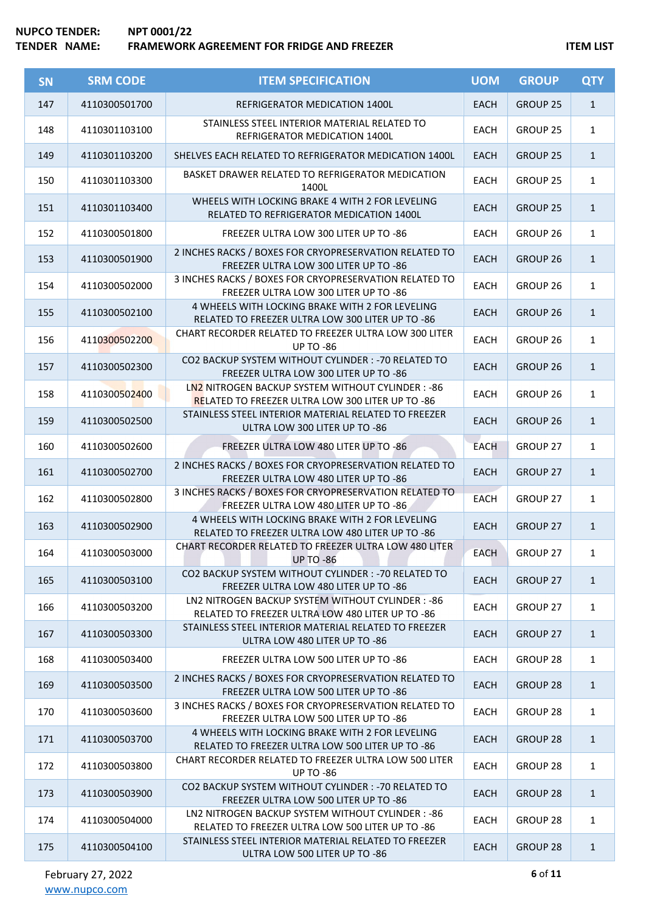| SN | SRM CODE | ITEM SPECIFICATION | UOM | GROUP | QTY |
|---|---|---|---|---|---|
| 147 | 4110300501700 | REFRIGERATOR MEDICATION 1400L | EACH | GROUP 25 | 1 |
| 148 | 4110301103100 | STAINLESS STEEL INTERIOR MATERIAL RELATED TO REFRIGERATOR MEDICATION 1400L | EACH | GROUP 25 | 1 |
| 149 | 4110301103200 | SHELVES EACH RELATED TO REFRIGERATOR MEDICATION 1400L | EACH | GROUP 25 | 1 |
| 150 | 4110301103300 | BASKET DRAWER RELATED TO REFRIGERATOR MEDICATION 1400L | EACH | GROUP 25 | 1 |
| 151 | 4110301103400 | WHEELS WITH LOCKING BRAKE 4 WITH 2 FOR LEVELING RELATED TO REFRIGERATOR MEDICATION 1400L | EACH | GROUP 25 | 1 |
| 152 | 4110300501800 | FREEZER ULTRA LOW 300 LITER UP TO -86 | EACH | GROUP 26 | 1 |
| 153 | 4110300501900 | 2 INCHES RACKS / BOXES FOR CRYOPRESERVATION RELATED TO FREEZER ULTRA LOW 300 LITER UP TO -86 | EACH | GROUP 26 | 1 |
| 154 | 4110300502000 | 3 INCHES RACKS / BOXES FOR CRYOPRESERVATION RELATED TO FREEZER ULTRA LOW 300 LITER UP TO -86 | EACH | GROUP 26 | 1 |
| 155 | 4110300502100 | 4 WHEELS WITH LOCKING BRAKE WITH 2 FOR LEVELING RELATED TO FREEZER ULTRA LOW 300 LITER UP TO -86 | EACH | GROUP 26 | 1 |
| 156 | 4110300502200 | CHART RECORDER RELATED TO FREEZER ULTRA LOW 300 LITER UP TO -86 | EACH | GROUP 26 | 1 |
| 157 | 4110300502300 | CO2 BACKUP SYSTEM WITHOUT CYLINDER : -70 RELATED TO FREEZER ULTRA LOW 300 LITER UP TO -86 | EACH | GROUP 26 | 1 |
| 158 | 4110300502400 | LN2 NITROGEN BACKUP SYSTEM WITHOUT CYLINDER : -86 RELATED TO FREEZER ULTRA LOW 300 LITER UP TO -86 | EACH | GROUP 26 | 1 |
| 159 | 4110300502500 | STAINLESS STEEL INTERIOR MATERIAL RELATED TO FREEZER ULTRA LOW 300 LITER UP TO -86 | EACH | GROUP 26 | 1 |
| 160 | 4110300502600 | FREEZER ULTRA LOW 480 LITER UP TO -86 | EACH | GROUP 27 | 1 |
| 161 | 4110300502700 | 2 INCHES RACKS / BOXES FOR CRYOPRESERVATION RELATED TO FREEZER ULTRA LOW 480 LITER UP TO -86 | EACH | GROUP 27 | 1 |
| 162 | 4110300502800 | 3 INCHES RACKS / BOXES FOR CRYOPRESERVATION RELATED TO FREEZER ULTRA LOW 480 LITER UP TO -86 | EACH | GROUP 27 | 1 |
| 163 | 4110300502900 | 4 WHEELS WITH LOCKING BRAKE WITH 2 FOR LEVELING RELATED TO FREEZER ULTRA LOW 480 LITER UP TO -86 | EACH | GROUP 27 | 1 |
| 164 | 4110300503000 | CHART RECORDER RELATED TO FREEZER ULTRA LOW 480 LITER UP TO -86 | EACH | GROUP 27 | 1 |
| 165 | 4110300503100 | CO2 BACKUP SYSTEM WITHOUT CYLINDER : -70 RELATED TO FREEZER ULTRA LOW 480 LITER UP TO -86 | EACH | GROUP 27 | 1 |
| 166 | 4110300503200 | LN2 NITROGEN BACKUP SYSTEM WITHOUT CYLINDER : -86 RELATED TO FREEZER ULTRA LOW 480 LITER UP TO -86 | EACH | GROUP 27 | 1 |
| 167 | 4110300503300 | STAINLESS STEEL INTERIOR MATERIAL RELATED TO FREEZER ULTRA LOW 480 LITER UP TO -86 | EACH | GROUP 27 | 1 |
| 168 | 4110300503400 | FREEZER ULTRA LOW 500 LITER UP TO -86 | EACH | GROUP 28 | 1 |
| 169 | 4110300503500 | 2 INCHES RACKS / BOXES FOR CRYOPRESERVATION RELATED TO FREEZER ULTRA LOW 500 LITER UP TO -86 | EACH | GROUP 28 | 1 |
| 170 | 4110300503600 | 3 INCHES RACKS / BOXES FOR CRYOPRESERVATION RELATED TO FREEZER ULTRA LOW 500 LITER UP TO -86 | EACH | GROUP 28 | 1 |
| 171 | 4110300503700 | 4 WHEELS WITH LOCKING BRAKE WITH 2 FOR LEVELING RELATED TO FREEZER ULTRA LOW 500 LITER UP TO -86 | EACH | GROUP 28 | 1 |
| 172 | 4110300503800 | CHART RECORDER RELATED TO FREEZER ULTRA LOW 500 LITER UP TO -86 | EACH | GROUP 28 | 1 |
| 173 | 4110300503900 | CO2 BACKUP SYSTEM WITHOUT CYLINDER : -70 RELATED TO FREEZER ULTRA LOW 500 LITER UP TO -86 | EACH | GROUP 28 | 1 |
| 174 | 4110300504000 | LN2 NITROGEN BACKUP SYSTEM WITHOUT CYLINDER : -86 RELATED TO FREEZER ULTRA LOW 500 LITER UP TO -86 | EACH | GROUP 28 | 1 |
| 175 | 4110300504100 | STAINLESS STEEL INTERIOR MATERIAL RELATED TO FREEZER ULTRA LOW 500 LITER UP TO -86 | EACH | GROUP 28 | 1 |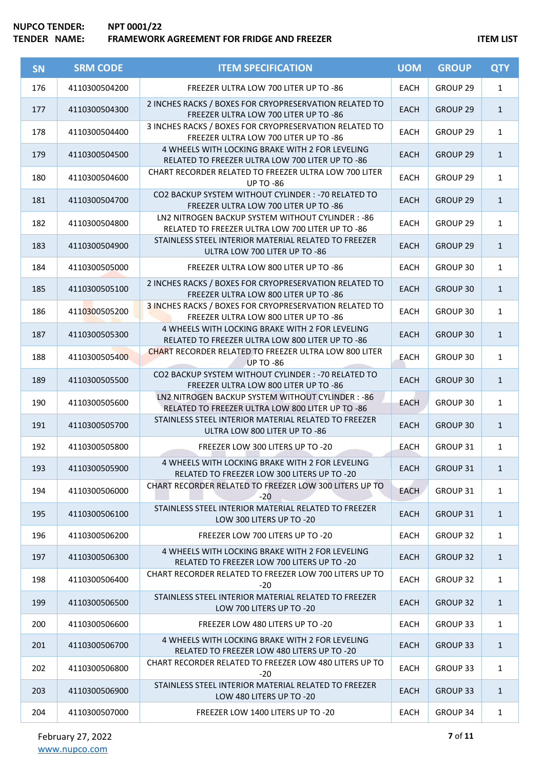| SN | SRM CODE | ITEM SPECIFICATION | UOM | GROUP | QTY |
|---|---|---|---|---|---|
| 176 | 4110300504200 | FREEZER ULTRA LOW 700 LITER UP TO -86 | EACH | GROUP 29 | 1 |
| 177 | 4110300504300 | 2 INCHES RACKS / BOXES FOR CRYOPRESERVATION RELATED TO FREEZER ULTRA LOW 700 LITER UP TO -86 | EACH | GROUP 29 | 1 |
| 178 | 4110300504400 | 3 INCHES RACKS / BOXES FOR CRYOPRESERVATION RELATED TO FREEZER ULTRA LOW 700 LITER UP TO -86 | EACH | GROUP 29 | 1 |
| 179 | 4110300504500 | 4 WHEELS WITH LOCKING BRAKE WITH 2 FOR LEVELING RELATED TO FREEZER ULTRA LOW 700 LITER UP TO -86 | EACH | GROUP 29 | 1 |
| 180 | 4110300504600 | CHART RECORDER RELATED TO FREEZER ULTRA LOW 700 LITER UP TO -86 | EACH | GROUP 29 | 1 |
| 181 | 4110300504700 | CO2 BACKUP SYSTEM WITHOUT CYLINDER : -70 RELATED TO FREEZER ULTRA LOW 700 LITER UP TO -86 | EACH | GROUP 29 | 1 |
| 182 | 4110300504800 | LN2 NITROGEN BACKUP SYSTEM WITHOUT CYLINDER : -86 RELATED TO FREEZER ULTRA LOW 700 LITER UP TO -86 | EACH | GROUP 29 | 1 |
| 183 | 4110300504900 | STAINLESS STEEL INTERIOR MATERIAL RELATED TO FREEZER ULTRA LOW 700 LITER UP TO -86 | EACH | GROUP 29 | 1 |
| 184 | 4110300505000 | FREEZER ULTRA LOW 800 LITER UP TO -86 | EACH | GROUP 30 | 1 |
| 185 | 4110300505100 | 2 INCHES RACKS / BOXES FOR CRYOPRESERVATION RELATED TO FREEZER ULTRA LOW 800 LITER UP TO -86 | EACH | GROUP 30 | 1 |
| 186 | 4110300505200 | 3 INCHES RACKS / BOXES FOR CRYOPRESERVATION RELATED TO FREEZER ULTRA LOW 800 LITER UP TO -86 | EACH | GROUP 30 | 1 |
| 187 | 4110300505300 | 4 WHEELS WITH LOCKING BRAKE WITH 2 FOR LEVELING RELATED TO FREEZER ULTRA LOW 800 LITER UP TO -86 | EACH | GROUP 30 | 1 |
| 188 | 4110300505400 | CHART RECORDER RELATED TO FREEZER ULTRA LOW 800 LITER UP TO -86 | EACH | GROUP 30 | 1 |
| 189 | 4110300505500 | CO2 BACKUP SYSTEM WITHOUT CYLINDER : -70 RELATED TO FREEZER ULTRA LOW 800 LITER UP TO -86 | EACH | GROUP 30 | 1 |
| 190 | 4110300505600 | LN2 NITROGEN BACKUP SYSTEM WITHOUT CYLINDER : -86 RELATED TO FREEZER ULTRA LOW 800 LITER UP TO -86 | EACH | GROUP 30 | 1 |
| 191 | 4110300505700 | STAINLESS STEEL INTERIOR MATERIAL RELATED TO FREEZER ULTRA LOW 800 LITER UP TO -86 | EACH | GROUP 30 | 1 |
| 192 | 4110300505800 | FREEZER LOW 300 LITERS UP TO -20 | EACH | GROUP 31 | 1 |
| 193 | 4110300505900 | 4 WHEELS WITH LOCKING BRAKE WITH 2 FOR LEVELING RELATED TO FREEZER LOW 300 LITERS UP TO -20 | EACH | GROUP 31 | 1 |
| 194 | 4110300506000 | CHART RECORDER RELATED TO FREEZER LOW 300 LITERS UP TO -20 | EACH | GROUP 31 | 1 |
| 195 | 4110300506100 | STAINLESS STEEL INTERIOR MATERIAL RELATED TO FREEZER LOW 300 LITERS UP TO -20 | EACH | GROUP 31 | 1 |
| 196 | 4110300506200 | FREEZER LOW 700 LITERS UP TO -20 | EACH | GROUP 32 | 1 |
| 197 | 4110300506300 | 4 WHEELS WITH LOCKING BRAKE WITH 2 FOR LEVELING RELATED TO FREEZER LOW 700 LITERS UP TO -20 | EACH | GROUP 32 | 1 |
| 198 | 4110300506400 | CHART RECORDER RELATED TO FREEZER LOW 700 LITERS UP TO -20 | EACH | GROUP 32 | 1 |
| 199 | 4110300506500 | STAINLESS STEEL INTERIOR MATERIAL RELATED TO FREEZER LOW 700 LITERS UP TO -20 | EACH | GROUP 32 | 1 |
| 200 | 4110300506600 | FREEZER LOW 480 LITERS UP TO -20 | EACH | GROUP 33 | 1 |
| 201 | 4110300506700 | 4 WHEELS WITH LOCKING BRAKE WITH 2 FOR LEVELING RELATED TO FREEZER LOW 480 LITERS UP TO -20 | EACH | GROUP 33 | 1 |
| 202 | 4110300506800 | CHART RECORDER RELATED TO FREEZER LOW 480 LITERS UP TO -20 | EACH | GROUP 33 | 1 |
| 203 | 4110300506900 | STAINLESS STEEL INTERIOR MATERIAL RELATED TO FREEZER LOW 480 LITERS UP TO -20 | EACH | GROUP 33 | 1 |
| 204 | 4110300507000 | FREEZER LOW 1400 LITERS UP TO -20 | EACH | GROUP 34 | 1 |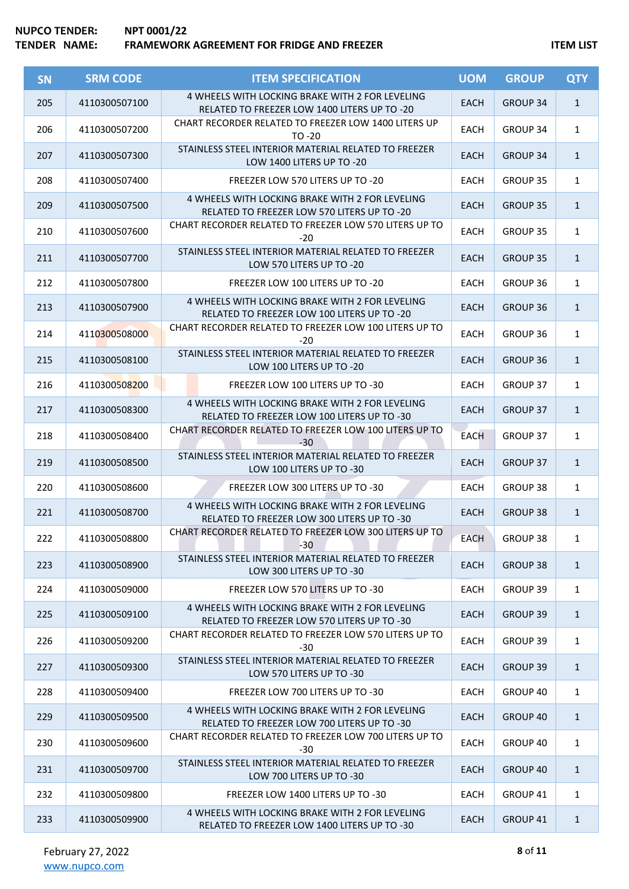NUPCO TENDER: NPT 0001/22
TENDER NAME: FRAMEWORK AGREEMENT FOR FRIDGE AND FREEZER

ITEM LIST

| SN | SRM CODE | ITEM SPECIFICATION | UOM | GROUP | QTY |
|---|---|---|---|---|---|
| 205 | 4110300507100 | 4 WHEELS WITH LOCKING BRAKE WITH 2 FOR LEVELING RELATED TO FREEZER LOW 1400 LITERS UP TO -20 | EACH | GROUP 34 | 1 |
| 206 | 4110300507200 | CHART RECORDER RELATED TO FREEZER LOW 1400 LITERS UP TO -20 | EACH | GROUP 34 | 1 |
| 207 | 4110300507300 | STAINLESS STEEL INTERIOR MATERIAL RELATED TO FREEZER LOW 1400 LITERS UP TO -20 | EACH | GROUP 34 | 1 |
| 208 | 4110300507400 | FREEZER LOW 570 LITERS UP TO -20 | EACH | GROUP 35 | 1 |
| 209 | 4110300507500 | 4 WHEELS WITH LOCKING BRAKE WITH 2 FOR LEVELING RELATED TO FREEZER LOW 570 LITERS UP TO -20 | EACH | GROUP 35 | 1 |
| 210 | 4110300507600 | CHART RECORDER RELATED TO FREEZER LOW 570 LITERS UP TO -20 | EACH | GROUP 35 | 1 |
| 211 | 4110300507700 | STAINLESS STEEL INTERIOR MATERIAL RELATED TO FREEZER LOW 570 LITERS UP TO -20 | EACH | GROUP 35 | 1 |
| 212 | 4110300507800 | FREEZER LOW 100 LITERS UP TO -20 | EACH | GROUP 36 | 1 |
| 213 | 4110300507900 | 4 WHEELS WITH LOCKING BRAKE WITH 2 FOR LEVELING RELATED TO FREEZER LOW 100 LITERS UP TO -20 | EACH | GROUP 36 | 1 |
| 214 | 4110300508000 | CHART RECORDER RELATED TO FREEZER LOW 100 LITERS UP TO -20 | EACH | GROUP 36 | 1 |
| 215 | 4110300508100 | STAINLESS STEEL INTERIOR MATERIAL RELATED TO FREEZER LOW 100 LITERS UP TO -20 | EACH | GROUP 36 | 1 |
| 216 | 4110300508200 | FREEZER LOW 100 LITERS UP TO -30 | EACH | GROUP 37 | 1 |
| 217 | 4110300508300 | 4 WHEELS WITH LOCKING BRAKE WITH 2 FOR LEVELING RELATED TO FREEZER LOW 100 LITERS UP TO -30 | EACH | GROUP 37 | 1 |
| 218 | 4110300508400 | CHART RECORDER RELATED TO FREEZER LOW 100 LITERS UP TO -30 | EACH | GROUP 37 | 1 |
| 219 | 4110300508500 | STAINLESS STEEL INTERIOR MATERIAL RELATED TO FREEZER LOW 100 LITERS UP TO -30 | EACH | GROUP 37 | 1 |
| 220 | 4110300508600 | FREEZER LOW 300 LITERS UP TO -30 | EACH | GROUP 38 | 1 |
| 221 | 4110300508700 | 4 WHEELS WITH LOCKING BRAKE WITH 2 FOR LEVELING RELATED TO FREEZER LOW 300 LITERS UP TO -30 | EACH | GROUP 38 | 1 |
| 222 | 4110300508800 | CHART RECORDER RELATED TO FREEZER LOW 300 LITERS UP TO -30 | EACH | GROUP 38 | 1 |
| 223 | 4110300508900 | STAINLESS STEEL INTERIOR MATERIAL RELATED TO FREEZER LOW 300 LITERS UP TO -30 | EACH | GROUP 38 | 1 |
| 224 | 4110300509000 | FREEZER LOW 570 LITERS UP TO -30 | EACH | GROUP 39 | 1 |
| 225 | 4110300509100 | 4 WHEELS WITH LOCKING BRAKE WITH 2 FOR LEVELING RELATED TO FREEZER LOW 570 LITERS UP TO -30 | EACH | GROUP 39 | 1 |
| 226 | 4110300509200 | CHART RECORDER RELATED TO FREEZER LOW 570 LITERS UP TO -30 | EACH | GROUP 39 | 1 |
| 227 | 4110300509300 | STAINLESS STEEL INTERIOR MATERIAL RELATED TO FREEZER LOW 570 LITERS UP TO -30 | EACH | GROUP 39 | 1 |
| 228 | 4110300509400 | FREEZER LOW 700 LITERS UP TO -30 | EACH | GROUP 40 | 1 |
| 229 | 4110300509500 | 4 WHEELS WITH LOCKING BRAKE WITH 2 FOR LEVELING RELATED TO FREEZER LOW 700 LITERS UP TO -30 | EACH | GROUP 40 | 1 |
| 230 | 4110300509600 | CHART RECORDER RELATED TO FREEZER LOW 700 LITERS UP TO -30 | EACH | GROUP 40 | 1 |
| 231 | 4110300509700 | STAINLESS STEEL INTERIOR MATERIAL RELATED TO FREEZER LOW 700 LITERS UP TO -30 | EACH | GROUP 40 | 1 |
| 232 | 4110300509800 | FREEZER LOW 1400 LITERS UP TO -30 | EACH | GROUP 41 | 1 |
| 233 | 4110300509900 | 4 WHEELS WITH LOCKING BRAKE WITH 2 FOR LEVELING RELATED TO FREEZER LOW 1400 LITERS UP TO -30 | EACH | GROUP 41 | 1 |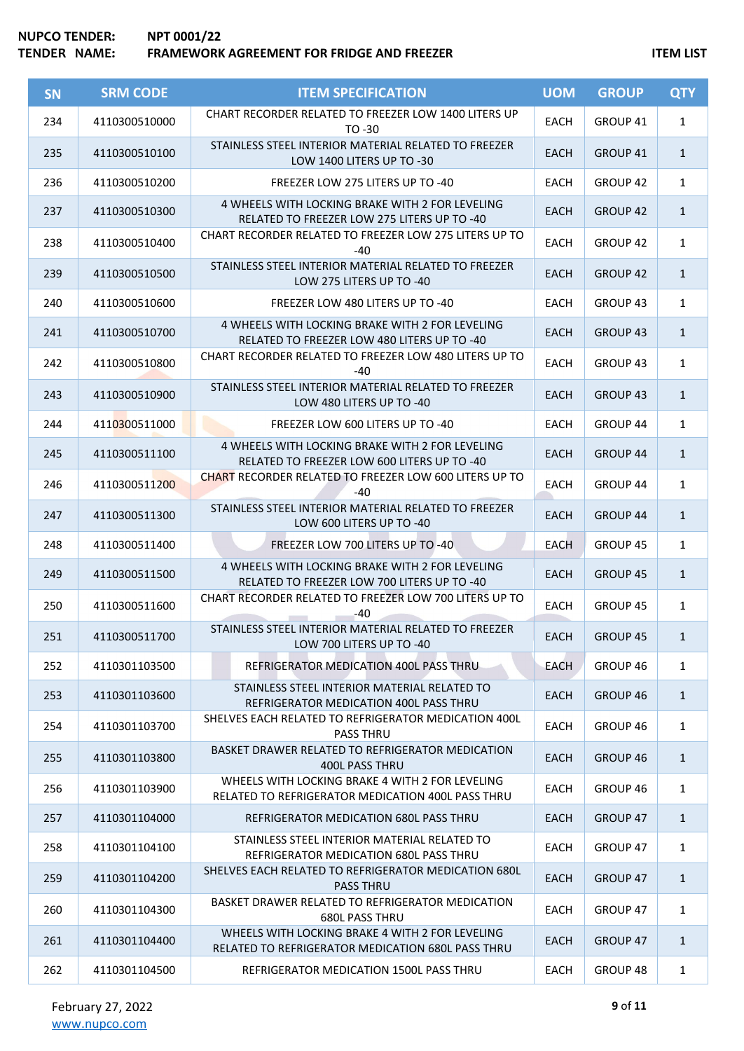**NUPCO TENDER:** NPT 0001/22
**TENDER NAME:** FRAMEWORK AGREEMENT FOR FRIDGE AND FREEZER

**ITEM LIST**

| SN | SRM CODE | ITEM SPECIFICATION | UOM | GROUP | QTY |
|---|---|---|---|---|---|
| 234 | 4110300510000 | CHART RECORDER RELATED TO FREEZER LOW 1400 LITERS UP TO -30 | EACH | GROUP 41 | 1 |
| 235 | 4110300510100 | STAINLESS STEEL INTERIOR MATERIAL RELATED TO FREEZER LOW 1400 LITERS UP TO -30 | EACH | GROUP 41 | 1 |
| 236 | 4110300510200 | FREEZER LOW 275 LITERS UP TO -40 | EACH | GROUP 42 | 1 |
| 237 | 4110300510300 | 4 WHEELS WITH LOCKING BRAKE WITH 2 FOR LEVELING RELATED TO FREEZER LOW 275 LITERS UP TO -40 | EACH | GROUP 42 | 1 |
| 238 | 4110300510400 | CHART RECORDER RELATED TO FREEZER LOW 275 LITERS UP TO -40 | EACH | GROUP 42 | 1 |
| 239 | 4110300510500 | STAINLESS STEEL INTERIOR MATERIAL RELATED TO FREEZER LOW 275 LITERS UP TO -40 | EACH | GROUP 42 | 1 |
| 240 | 4110300510600 | FREEZER LOW 480 LITERS UP TO -40 | EACH | GROUP 43 | 1 |
| 241 | 4110300510700 | 4 WHEELS WITH LOCKING BRAKE WITH 2 FOR LEVELING RELATED TO FREEZER LOW 480 LITERS UP TO -40 | EACH | GROUP 43 | 1 |
| 242 | 4110300510800 | CHART RECORDER RELATED TO FREEZER LOW 480 LITERS UP TO -40 | EACH | GROUP 43 | 1 |
| 243 | 4110300510900 | STAINLESS STEEL INTERIOR MATERIAL RELATED TO FREEZER LOW 480 LITERS UP TO -40 | EACH | GROUP 43 | 1 |
| 244 | 4110300511000 | FREEZER LOW 600 LITERS UP TO -40 | EACH | GROUP 44 | 1 |
| 245 | 4110300511100 | 4 WHEELS WITH LOCKING BRAKE WITH 2 FOR LEVELING RELATED TO FREEZER LOW 600 LITERS UP TO -40 | EACH | GROUP 44 | 1 |
| 246 | 4110300511200 | CHART RECORDER RELATED TO FREEZER LOW 600 LITERS UP TO -40 | EACH | GROUP 44 | 1 |
| 247 | 4110300511300 | STAINLESS STEEL INTERIOR MATERIAL RELATED TO FREEZER LOW 600 LITERS UP TO -40 | EACH | GROUP 44 | 1 |
| 248 | 4110300511400 | FREEZER LOW 700 LITERS UP TO -40 | EACH | GROUP 45 | 1 |
| 249 | 4110300511500 | 4 WHEELS WITH LOCKING BRAKE WITH 2 FOR LEVELING RELATED TO FREEZER LOW 700 LITERS UP TO -40 | EACH | GROUP 45 | 1 |
| 250 | 4110300511600 | CHART RECORDER RELATED TO FREEZER LOW 700 LITERS UP TO -40 | EACH | GROUP 45 | 1 |
| 251 | 4110300511700 | STAINLESS STEEL INTERIOR MATERIAL RELATED TO FREEZER LOW 700 LITERS UP TO -40 | EACH | GROUP 45 | 1 |
| 252 | 4110301103500 | REFRIGERATOR MEDICATION 400L PASS THRU | EACH | GROUP 46 | 1 |
| 253 | 4110301103600 | STAINLESS STEEL INTERIOR MATERIAL RELATED TO REFRIGERATOR MEDICATION 400L PASS THRU | EACH | GROUP 46 | 1 |
| 254 | 4110301103700 | SHELVES EACH RELATED TO REFRIGERATOR MEDICATION 400L PASS THRU | EACH | GROUP 46 | 1 |
| 255 | 4110301103800 | BASKET DRAWER RELATED TO REFRIGERATOR MEDICATION 400L PASS THRU | EACH | GROUP 46 | 1 |
| 256 | 4110301103900 | WHEELS WITH LOCKING BRAKE 4 WITH 2 FOR LEVELING RELATED TO REFRIGERATOR MEDICATION 400L PASS THRU | EACH | GROUP 46 | 1 |
| 257 | 4110301104000 | REFRIGERATOR MEDICATION 680L PASS THRU | EACH | GROUP 47 | 1 |
| 258 | 4110301104100 | STAINLESS STEEL INTERIOR MATERIAL RELATED TO REFRIGERATOR MEDICATION 680L PASS THRU | EACH | GROUP 47 | 1 |
| 259 | 4110301104200 | SHELVES EACH RELATED TO REFRIGERATOR MEDICATION 680L PASS THRU | EACH | GROUP 47 | 1 |
| 260 | 4110301104300 | BASKET DRAWER RELATED TO REFRIGERATOR MEDICATION 680L PASS THRU | EACH | GROUP 47 | 1 |
| 261 | 4110301104400 | WHEELS WITH LOCKING BRAKE 4 WITH 2 FOR LEVELING RELATED TO REFRIGERATOR MEDICATION 680L PASS THRU | EACH | GROUP 47 | 1 |
| 262 | 4110301104500 | REFRIGERATOR MEDICATION 1500L PASS THRU | EACH | GROUP 48 | 1 |

February 27, 2022
www.nupco.com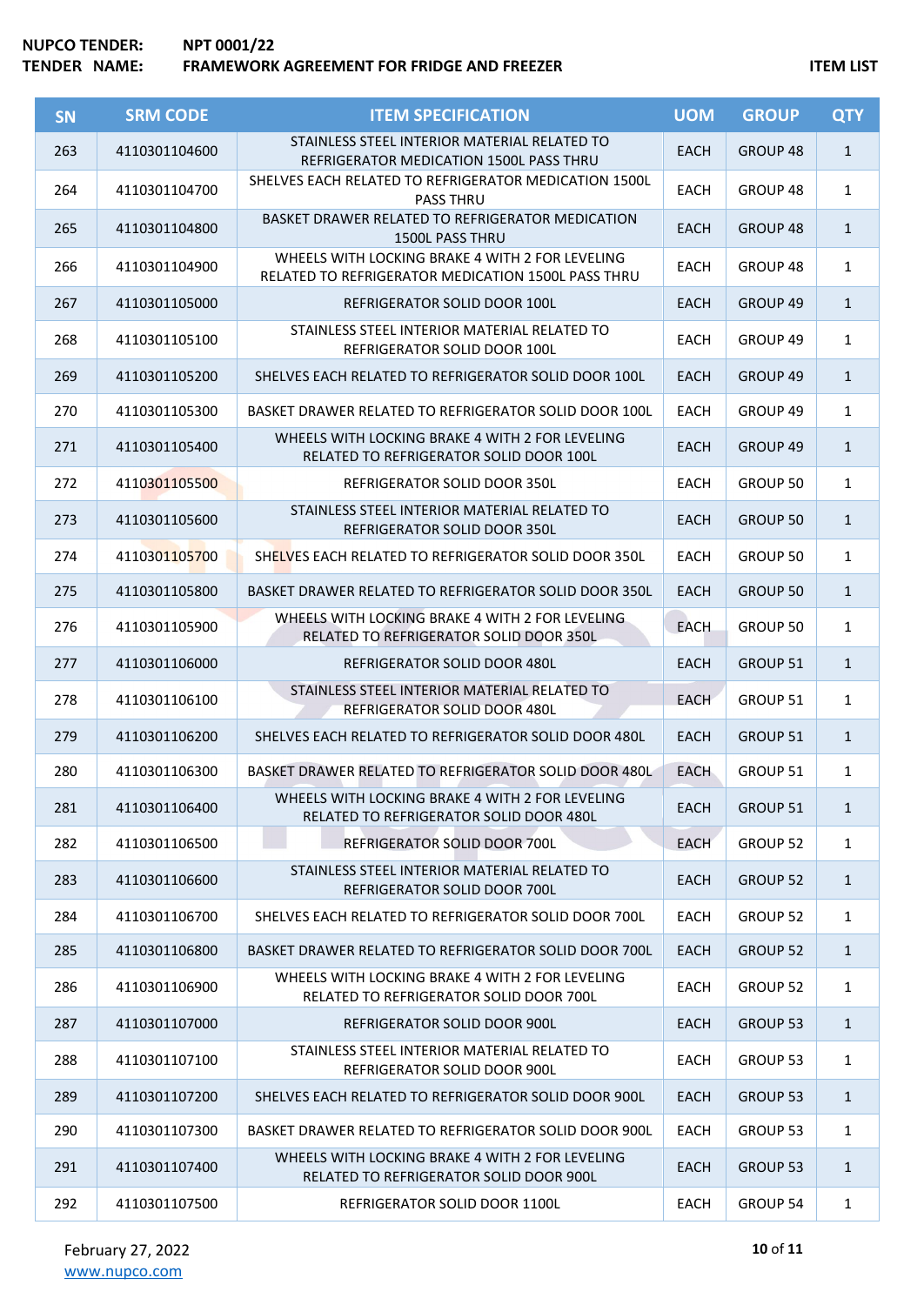| SN | SRM CODE | ITEM SPECIFICATION | UOM | GROUP | QTY |
|---|---|---|---|---|---|
| 263 | 4110301104600 | STAINLESS STEEL INTERIOR MATERIAL RELATED TO REFRIGERATOR MEDICATION 1500L PASS THRU | EACH | GROUP 48 | 1 |
| 264 | 4110301104700 | SHELVES EACH RELATED TO REFRIGERATOR MEDICATION 1500L PASS THRU | EACH | GROUP 48 | 1 |
| 265 | 4110301104800 | BASKET DRAWER RELATED TO REFRIGERATOR MEDICATION 1500L PASS THRU | EACH | GROUP 48 | 1 |
| 266 | 4110301104900 | WHEELS WITH LOCKING BRAKE 4 WITH 2 FOR LEVELING RELATED TO REFRIGERATOR MEDICATION 1500L PASS THRU | EACH | GROUP 48 | 1 |
| 267 | 4110301105000 | REFRIGERATOR SOLID DOOR 100L | EACH | GROUP 49 | 1 |
| 268 | 4110301105100 | STAINLESS STEEL INTERIOR MATERIAL RELATED TO REFRIGERATOR SOLID DOOR 100L | EACH | GROUP 49 | 1 |
| 269 | 4110301105200 | SHELVES EACH RELATED TO REFRIGERATOR SOLID DOOR 100L | EACH | GROUP 49 | 1 |
| 270 | 4110301105300 | BASKET DRAWER RELATED TO REFRIGERATOR SOLID DOOR 100L | EACH | GROUP 49 | 1 |
| 271 | 4110301105400 | WHEELS WITH LOCKING BRAKE 4 WITH 2 FOR LEVELING RELATED TO REFRIGERATOR SOLID DOOR 100L | EACH | GROUP 49 | 1 |
| 272 | 4110301105500 | REFRIGERATOR SOLID DOOR 350L | EACH | GROUP 50 | 1 |
| 273 | 4110301105600 | STAINLESS STEEL INTERIOR MATERIAL RELATED TO REFRIGERATOR SOLID DOOR 350L | EACH | GROUP 50 | 1 |
| 274 | 4110301105700 | SHELVES EACH RELATED TO REFRIGERATOR SOLID DOOR 350L | EACH | GROUP 50 | 1 |
| 275 | 4110301105800 | BASKET DRAWER RELATED TO REFRIGERATOR SOLID DOOR 350L | EACH | GROUP 50 | 1 |
| 276 | 4110301105900 | WHEELS WITH LOCKING BRAKE 4 WITH 2 FOR LEVELING RELATED TO REFRIGERATOR SOLID DOOR 350L | EACH | GROUP 50 | 1 |
| 277 | 4110301106000 | REFRIGERATOR SOLID DOOR 480L | EACH | GROUP 51 | 1 |
| 278 | 4110301106100 | STAINLESS STEEL INTERIOR MATERIAL RELATED TO REFRIGERATOR SOLID DOOR 480L | EACH | GROUP 51 | 1 |
| 279 | 4110301106200 | SHELVES EACH RELATED TO REFRIGERATOR SOLID DOOR 480L | EACH | GROUP 51 | 1 |
| 280 | 4110301106300 | BASKET DRAWER RELATED TO REFRIGERATOR SOLID DOOR 480L | EACH | GROUP 51 | 1 |
| 281 | 4110301106400 | WHEELS WITH LOCKING BRAKE 4 WITH 2 FOR LEVELING RELATED TO REFRIGERATOR SOLID DOOR 480L | EACH | GROUP 51 | 1 |
| 282 | 4110301106500 | REFRIGERATOR SOLID DOOR 700L | EACH | GROUP 52 | 1 |
| 283 | 4110301106600 | STAINLESS STEEL INTERIOR MATERIAL RELATED TO REFRIGERATOR SOLID DOOR 700L | EACH | GROUP 52 | 1 |
| 284 | 4110301106700 | SHELVES EACH RELATED TO REFRIGERATOR SOLID DOOR 700L | EACH | GROUP 52 | 1 |
| 285 | 4110301106800 | BASKET DRAWER RELATED TO REFRIGERATOR SOLID DOOR 700L | EACH | GROUP 52 | 1 |
| 286 | 4110301106900 | WHEELS WITH LOCKING BRAKE 4 WITH 2 FOR LEVELING RELATED TO REFRIGERATOR SOLID DOOR 700L | EACH | GROUP 52 | 1 |
| 287 | 4110301107000 | REFRIGERATOR SOLID DOOR 900L | EACH | GROUP 53 | 1 |
| 288 | 4110301107100 | STAINLESS STEEL INTERIOR MATERIAL RELATED TO REFRIGERATOR SOLID DOOR 900L | EACH | GROUP 53 | 1 |
| 289 | 4110301107200 | SHELVES EACH RELATED TO REFRIGERATOR SOLID DOOR 900L | EACH | GROUP 53 | 1 |
| 290 | 4110301107300 | BASKET DRAWER RELATED TO REFRIGERATOR SOLID DOOR 900L | EACH | GROUP 53 | 1 |
| 291 | 4110301107400 | WHEELS WITH LOCKING BRAKE 4 WITH 2 FOR LEVELING RELATED TO REFRIGERATOR SOLID DOOR 900L | EACH | GROUP 53 | 1 |
| 292 | 4110301107500 | REFRIGERATOR SOLID DOOR 1100L | EACH | GROUP 54 | 1 |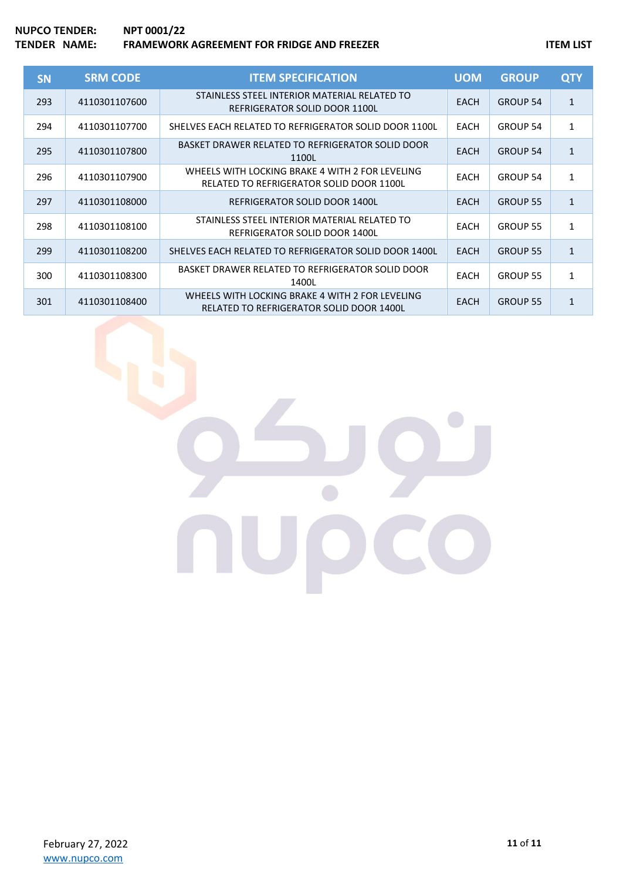| SN | SRM CODE | ITEM SPECIFICATION | UOM | GROUP | QTY |
|---|---|---|---|---|---|
| 293 | 4110301107600 | STAINLESS STEEL INTERIOR MATERIAL RELATED TO REFRIGERATOR SOLID DOOR 1100L | EACH | GROUP 54 | 1 |
| 294 | 4110301107700 | SHELVES EACH RELATED TO REFRIGERATOR SOLID DOOR 1100L | EACH | GROUP 54 | 1 |
| 295 | 4110301107800 | BASKET DRAWER RELATED TO REFRIGERATOR SOLID DOOR 1100L | EACH | GROUP 54 | 1 |
| 296 | 4110301107900 | WHEELS WITH LOCKING BRAKE 4 WITH 2 FOR LEVELING RELATED TO REFRIGERATOR SOLID DOOR 1100L | EACH | GROUP 54 | 1 |
| 297 | 4110301108000 | REFRIGERATOR SOLID DOOR 1400L | EACH | GROUP 55 | 1 |
| 298 | 4110301108100 | STAINLESS STEEL INTERIOR MATERIAL RELATED TO REFRIGERATOR SOLID DOOR 1400L | EACH | GROUP 55 | 1 |
| 299 | 4110301108200 | SHELVES EACH RELATED TO REFRIGERATOR SOLID DOOR 1400L | EACH | GROUP 55 | 1 |
| 300 | 4110301108300 | BASKET DRAWER RELATED TO REFRIGERATOR SOLID DOOR 1400L | EACH | GROUP 55 | 1 |
| 301 | 4110301108400 | WHEELS WITH LOCKING BRAKE 4 WITH 2 FOR LEVELING RELATED TO REFRIGERATOR SOLID DOOR 1400L | EACH | GROUP 55 | 1 |